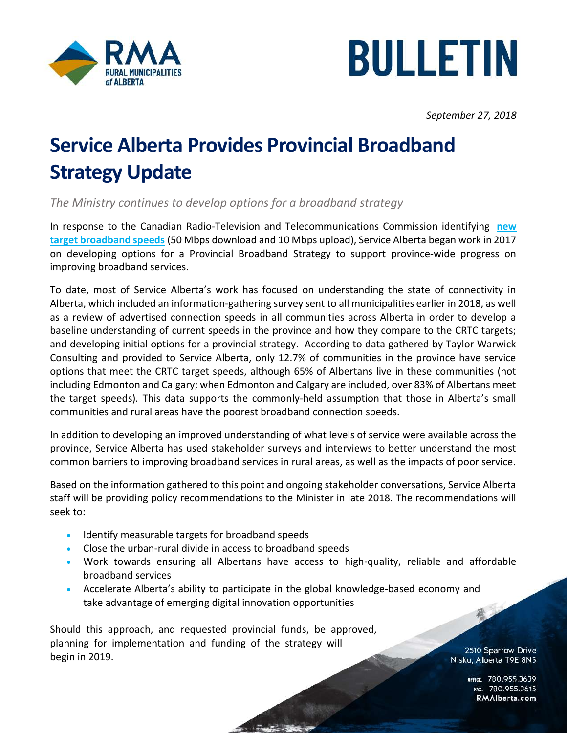# BULLETIN

*September 27, 2018*

# Service Alberta Provides Provincial Broadband Strategy Update

*The Ministry continues to develop options for a broadband strategy*

In response to the Canadian Radio-Television and Telecommunications Commission identifying **new target broadband speeds** (50 Mbps download and 10 Mbps upload), Service Alberta began work in 2017 on developing options for a Provincial Broadband Strategy to support province-wide progress on improving broadband services.

To date, most of Service Alberta's work has focused on understanding the state of connectivity in Alberta, which included an information-gathering survey sent to all municipalities earlier in 2018, as well as a review of advertised connection speeds in all communities across Alberta in order to develop a baseline understanding of current speeds in the province and how they compare to the CRTC targets; and developing initial options for a provincial strategy. According to data gathered by Taylor Warwick Consulting and provided to Service Alberta, only 12.7% of communities in the province have service options that meet the CRTC target speeds, although 65% of Albertans live in these communities (not including Edmonton and Calgary; when Edmonton and Calgary are included, over 83% of Albertans meet the target speeds). This data supports the commonly-held assumption that those in Alberta's small communities and rural areas have the poorest broadband connection speeds.

In addition to developing an improved understanding of what levels of service were available across the province, Service Alberta has used stakeholder surveys and interviews to better understand the most common barriers to improving broadband services in rural areas, as well as the impacts of poor service.

Based on the information gathered to this point and ongoing stakeholder conversations, Service Alberta staff will be providing policy recommendations to the Minister in late 2018. The recommendations will seek to:

- Identify measurable targets for broadband speeds
- Close the urban-rural divide in access to broadband speeds
- Work towards ensuring all Albertans have access to high-quality, reliable and affordable broadband services
- Accelerate Alberta's ability to participate in the global knowledge-based economy and take advantage of emerging digital innovation opportunities

Should this approach, and requested provincial funds, be approved, planning for implementation and funding of the strategy will begin in 2019.

2510 Sparrow Drive
Nisku, Alberta T9E 8N5

OFFICE: 780.955.3639
FAX: 780.955.3615
RMAlberta.com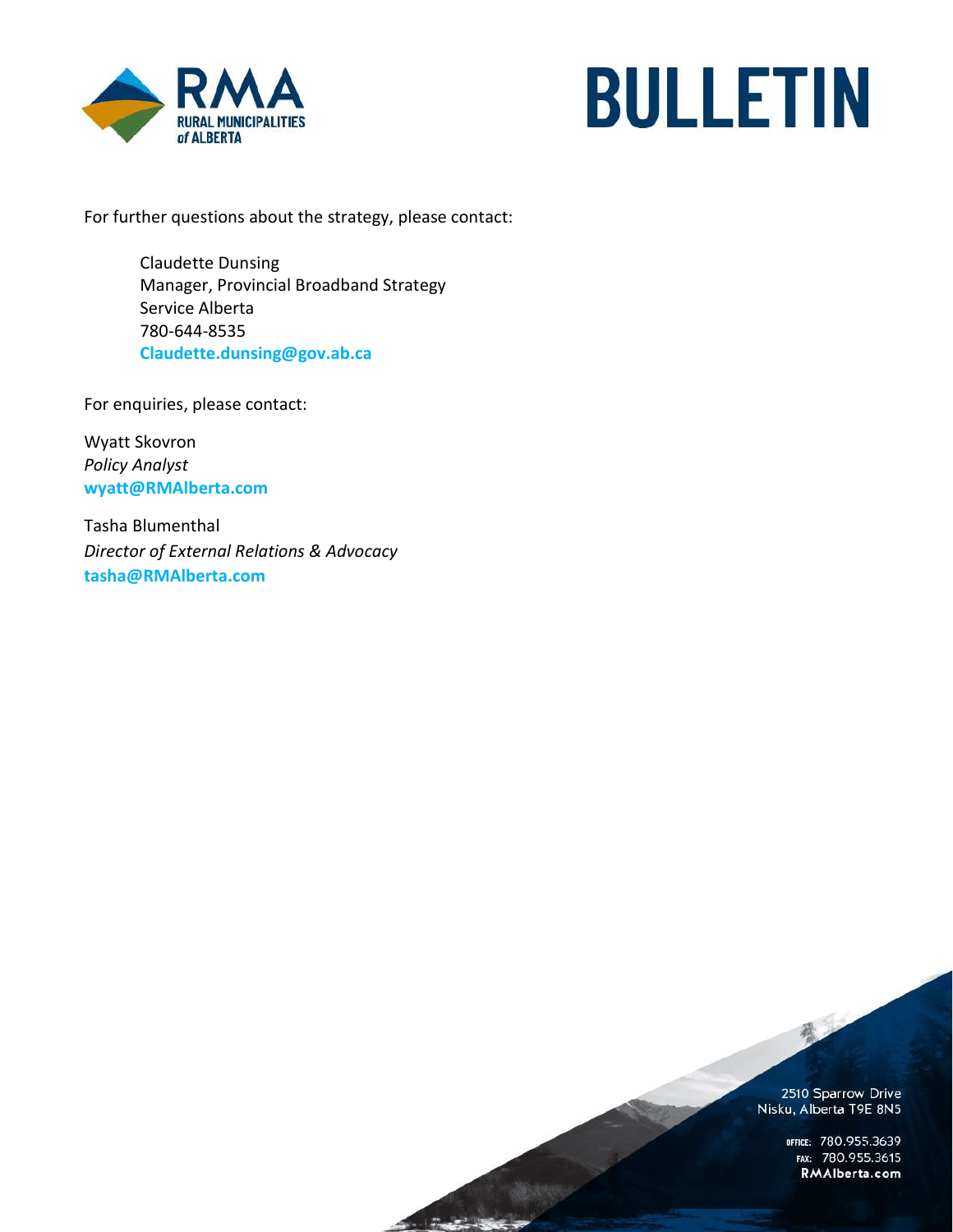For further questions about the strategy, please contact:

> Claudette Dunsing
> Manager, Provincial Broadband Strategy
> Service Alberta
> 780-644-8535
> **Claudette.dunsing@gov.ab.ca**

For enquiries, please contact:

Wyatt Skovron
*Policy Analyst*
**wyatt@RMAlberta.com**

Tasha Blumenthal
*Director of External Relations & Advocacy*
**tasha@RMAlberta.com**